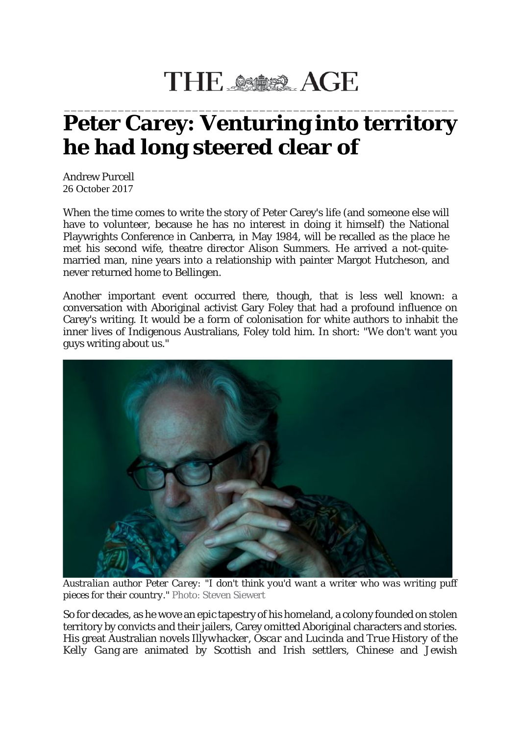THE AGE

# Peter Carey: Venturing into territory he had long steered clear of

Andrew Purcell
26 October 2017

When the time comes to write the story of Peter Carey's life (and someone else will have to volunteer, because he has no interest in doing it himself) the National Playwrights Conference in Canberra, in May 1984, will be recalled as the place he met his second wife, theatre director Alison Summers. He arrived a not-quite-married man, nine years into a relationship with painter Margot Hutcheson, and never returned home to Bellingen.

Another important event occurred there, though, that is less well known: a conversation with Aboriginal activist Gary Foley that had a profound influence on Carey's writing. It would be a form of colonisation for white authors to inhabit the inner lives of Indigenous Australians, Foley told him. In short: "We don't want you guys writing about us."

*Australian author Peter Carey: "I don't think you'd want a writer who was writing puff pieces for their country."* Photo: Steven Siewert

So for decades, as he wove an epic tapestry of his homeland, a colony founded on stolen territory by convicts and their jailers, Carey omitted Aboriginal characters and stories. His great Australian novels *Illywhacker*, *Oscar and Lucinda* and *True History of the Kelly Gang* are animated by Scottish and Irish settlers, Chinese and Jewish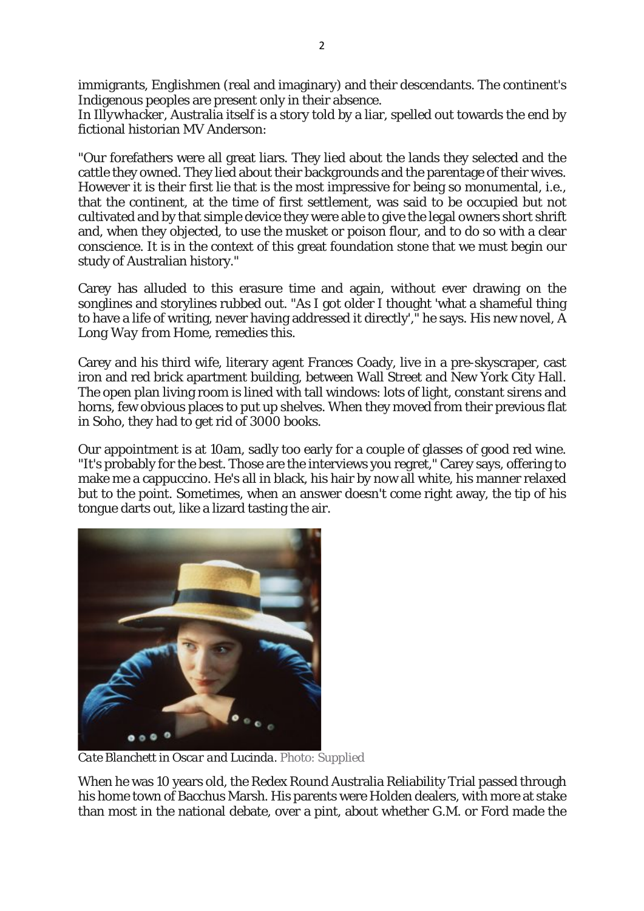immigrants, Englishmen (real and imaginary) and their descendants. The continent's Indigenous peoples are present only in their absence.

In *Illywhacker*, Australia itself is a story told by a liar, spelled out towards the end by fictional historian MV Anderson:

"Our forefathers were all great liars. They lied about the lands they selected and the cattle they owned. They lied about their backgrounds and the parentage of their wives. However it is their first lie that is the most impressive for being so monumental, i.e., that the continent, at the time of first settlement, was said to be occupied but not cultivated and by that simple device they were able to give the legal owners short shrift and, when they objected, to use the musket or poison flour, and to do so with a clear conscience. It is in the context of this great foundation stone that we must begin our study of Australian history."

Carey has alluded to this erasure time and again, without ever drawing on the songlines and storylines rubbed out. "As I got older I thought 'what a shameful thing to have a life of writing, never having addressed it directly'," he says. His new novel, *A Long Way from Home*, remedies this.

Carey and his third wife, literary agent Frances Coady, live in a pre-skyscraper, cast iron and red brick apartment building, between Wall Street and New York City Hall. The open plan living room is lined with tall windows: lots of light, constant sirens and horns, few obvious places to put up shelves. When they moved from their previous flat in Soho, they had to get rid of 3000 books.

Our appointment is at 10am, sadly too early for a couple of glasses of good red wine. "It's probably for the best. Those are the interviews you regret," Carey says, offering to make me a cappuccino. He's all in black, his hair by now all white, his manner relaxed but to the point. Sometimes, when an answer doesn't come right away, the tip of his tongue darts out, like a lizard tasting the air.

*Cate Blanchett in Oscar and Lucinda.* Photo: Supplied

When he was 10 years old, the Redex Round Australia Reliability Trial passed through his home town of Bacchus Marsh. His parents were Holden dealers, with more at stake than most in the national debate, over a pint, about whether G.M. or Ford made the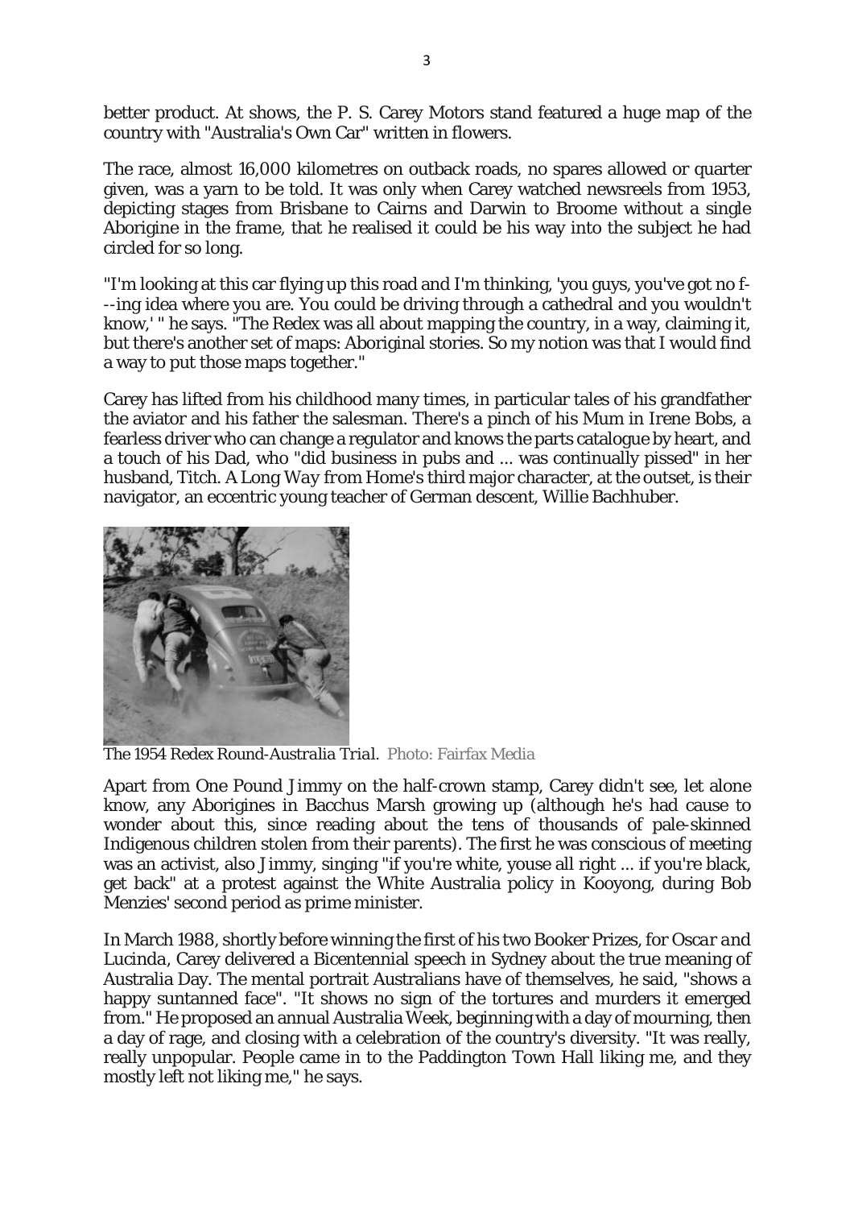better product. At shows, the P. S. Carey Motors stand featured a huge map of the country with "Australia's Own Car" written in flowers.

The race, almost 16,000 kilometres on outback roads, no spares allowed or quarter given, was a yarn to be told. It was only when Carey watched newsreels from 1953, depicting stages from Brisbane to Cairns and Darwin to Broome without a single Aborigine in the frame, that he realised it could be his way into the subject he had circled for so long.

"I'm looking at this car flying up this road and I'm thinking, 'you guys, you've got no f---ing idea where you are. You could be driving through a cathedral and you wouldn't know,' " he says. "The Redex was all about mapping the country, in a way, claiming it, but there's another set of maps: Aboriginal stories. So my notion was that I would find a way to put those maps together."

Carey has lifted from his childhood many times, in particular tales of his grandfather the aviator and his father the salesman. There's a pinch of his Mum in Irene Bobs, a fearless driver who can change a regulator and knows the parts catalogue by heart, and a touch of his Dad, who "did business in pubs and ... was continually pissed" in her husband, Titch. *A Long Way from Home*'s third major character, at the outset, is their navigator, an eccentric young teacher of German descent, Willie Bachhuber.

*The 1954 Redex Round-Australia Trial.* Photo: Fairfax Media

Apart from One Pound Jimmy on the half-crown stamp, Carey didn't see, let alone know, any Aborigines in Bacchus Marsh growing up (although he's had cause to wonder about this, since reading about the tens of thousands of pale-skinned Indigenous children stolen from their parents). The first he was conscious of meeting was an activist, also Jimmy, singing "if you're white, youse all right ... if you're black, get back" at a protest against the White Australia policy in Kooyong, during Bob Menzies' second period as prime minister.

In March 1988, shortly before winning the first of his two Booker Prizes, for *Oscar and Lucinda*, Carey delivered a Bicentennial speech in Sydney about the true meaning of Australia Day. The mental portrait Australians have of themselves, he said, "shows a happy suntanned face". "It shows no sign of the tortures and murders it emerged from." He proposed an annual Australia Week, beginning with a day of mourning, then a day of rage, and closing with a celebration of the country's diversity. "It was really, really unpopular. People came in to the Paddington Town Hall liking me, and they mostly left not liking me," he says.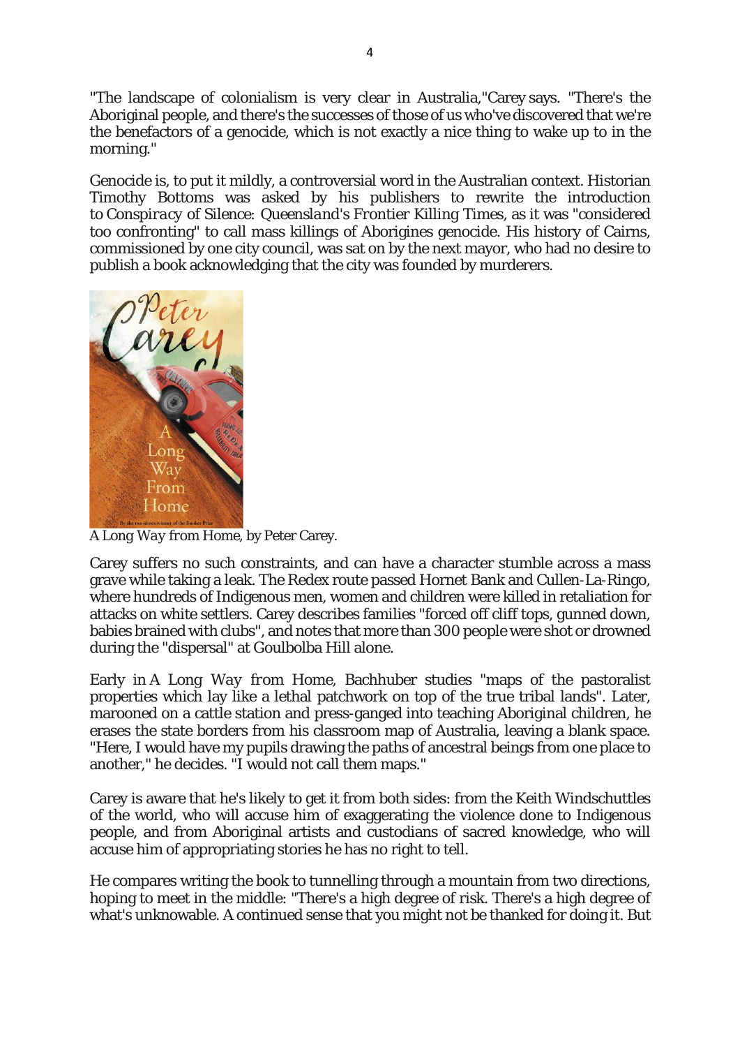"The landscape of colonialism is very clear in Australia,"Carey says. "There's the Aboriginal people, and there's the successes of those of us who've discovered that we're the benefactors of a genocide, which is not exactly a nice thing to wake up to in the morning."

Genocide is, to put it mildly, a controversial word in the Australian context. Historian Timothy Bottoms was asked by his publishers to rewrite the introduction to *Conspiracy of Silence: Queensland's Frontier Killing Times*, as it was "considered too confronting" to call mass killings of Aborigines genocide. His history of Cairns, commissioned by one city council, was sat on by the next mayor, who had no desire to publish a book acknowledging that the city was founded by murderers.

*A Long Way from Home*, by Peter Carey.

Carey suffers no such constraints, and can have a character stumble across a mass grave while taking a leak. The Redex route passed Hornet Bank and Cullen-La-Ringo, where hundreds of Indigenous men, women and children were killed in retaliation for attacks on white settlers. Carey describes families "forced off cliff tops, gunned down, babies brained with clubs", and notes that more than 300 people were shot or drowned during the "dispersal" at Goulbolba Hill alone.

Early in *A Long Way from Home*, Bachhuber studies "maps of the pastoralist properties which lay like a lethal patchwork on top of the true tribal lands". Later, marooned on a cattle station and press-ganged into teaching Aboriginal children, he erases the state borders from his classroom map of Australia, leaving a blank space. "Here, I would have my pupils drawing the paths of ancestral beings from one place to another," he decides. "I would not call them maps."

Carey is aware that he's likely to get it from both sides: from the Keith Windschuttles of the world, who will accuse him of exaggerating the violence done to Indigenous people, and from Aboriginal artists and custodians of sacred knowledge, who will accuse him of appropriating stories he has no right to tell.

He compares writing the book to tunnelling through a mountain from two directions, hoping to meet in the middle: "There's a high degree of risk. There's a high degree of what's unknowable. A continued sense that you might not be thanked for doing it. But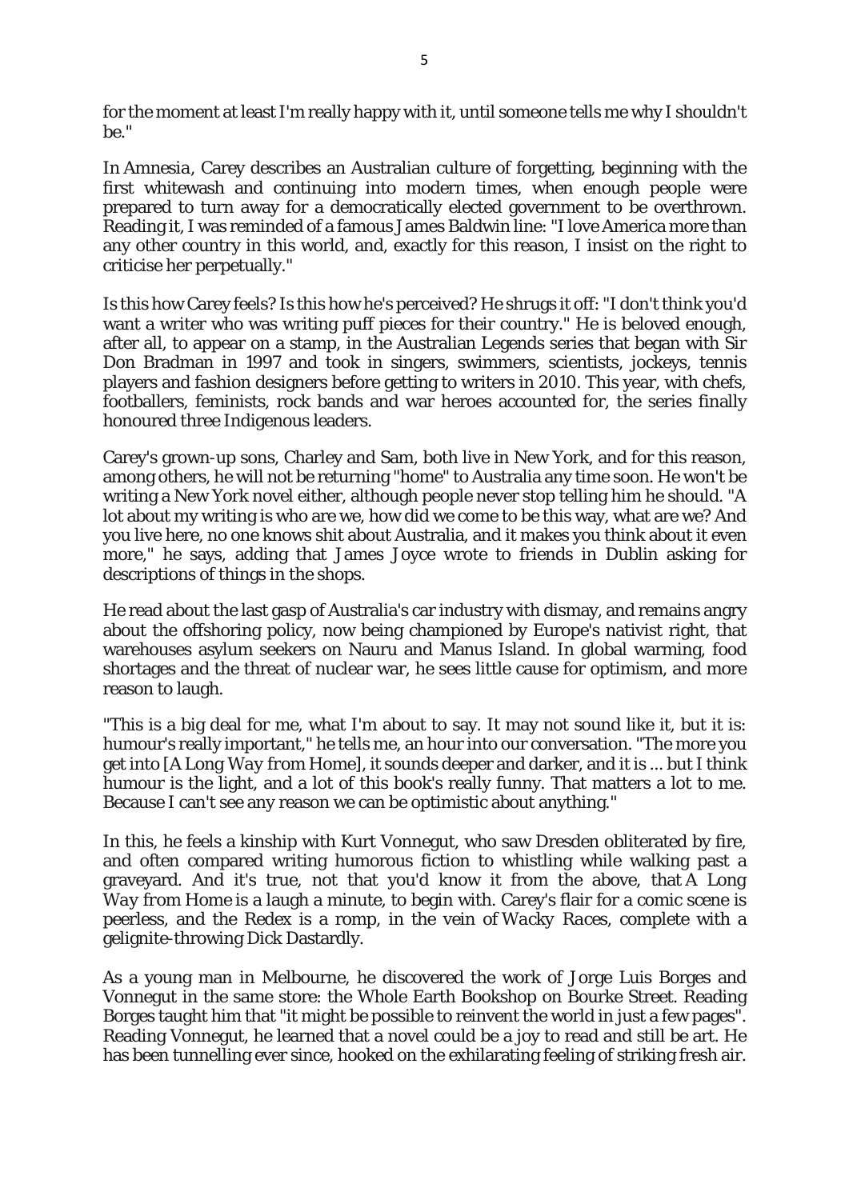for the moment at least I'm really happy with it, until someone tells me why I shouldn't be."

In *Amnesia*, Carey describes an Australian culture of forgetting, beginning with the first whitewash and continuing into modern times, when enough people were prepared to turn away for a democratically elected government to be overthrown. Reading it, I was reminded of a famous James Baldwin line: "I love America more than any other country in this world, and, exactly for this reason, I insist on the right to criticise her perpetually."

Is this how Carey feels? Is this how he's perceived? He shrugs it off: "I don't think you'd want a writer who was writing puff pieces for their country." He is beloved enough, after all, to appear on a stamp, in the Australian Legends series that began with Sir Don Bradman in 1997 and took in singers, swimmers, scientists, jockeys, tennis players and fashion designers before getting to writers in 2010. This year, with chefs, footballers, feminists, rock bands and war heroes accounted for, the series finally honoured three Indigenous leaders.

Carey's grown-up sons, Charley and Sam, both live in New York, and for this reason, among others, he will not be returning "home" to Australia any time soon. He won't be writing a New York novel either, although people never stop telling him he should. "A lot about my writing is who are we, how did we come to be this way, what are we? And you live here, no one knows shit about Australia, and it makes you think about it even more," he says, adding that James Joyce wrote to friends in Dublin asking for descriptions of things in the shops.

He read about the last gasp of Australia's car industry with dismay, and remains angry about the offshoring policy, now being championed by Europe's nativist right, that warehouses asylum seekers on Nauru and Manus Island. In global warming, food shortages and the threat of nuclear war, he sees little cause for optimism, and more reason to laugh.

"This is a big deal for me, what I'm about to say. It may not sound like it, but it is: humour's really important," he tells me, an hour into our conversation. "The more you get into [*A Long Way from Home*], it sounds deeper and darker, and it is ... but I think humour is the light, and a lot of this book's really funny. That matters a lot to me. Because I can't see any reason we can be optimistic about anything."

In this, he feels a kinship with Kurt Vonnegut, who saw Dresden obliterated by fire, and often compared writing humorous fiction to whistling while walking past a graveyard. And it's true, not that you'd know it from the above, that *A Long Way from Home* is a laugh a minute, to begin with. Carey's flair for a comic scene is peerless, and the Redex is a romp, in the vein of *Wacky Races*, complete with a gelignite-throwing Dick Dastardly.

As a young man in Melbourne, he discovered the work of Jorge Luis Borges and Vonnegut in the same store: the Whole Earth Bookshop on Bourke Street. Reading Borges taught him that "it might be possible to reinvent the world in just a few pages". Reading Vonnegut, he learned that a novel could be a joy to read and still be art. He has been tunnelling ever since, hooked on the exhilarating feeling of striking fresh air.